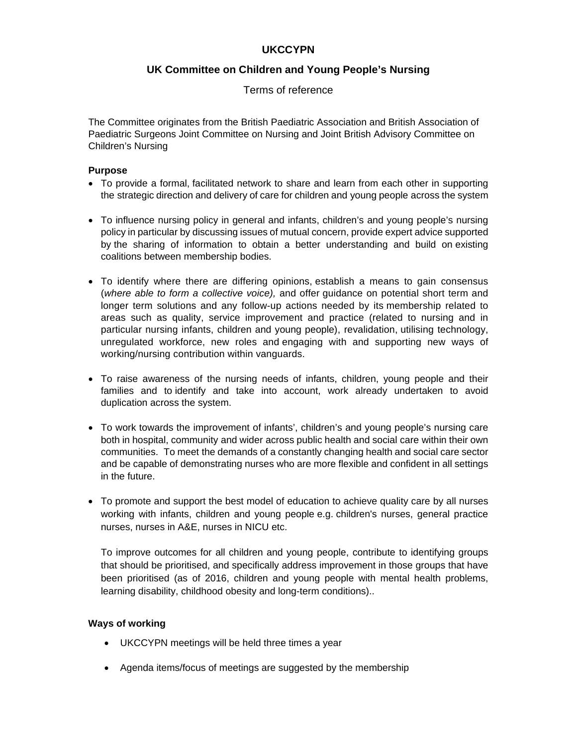# UKCCYPN

## UK Committee on Children and Young People's Nursing

Terms of reference

The Committee originates from the British Paediatric Association and British Association of Paediatric Surgeons Joint Committee on Nursing and Joint British Advisory Committee on Children's Nursing

### Purpose

- To provide a formal, facilitated network to share and learn from each other in supporting the strategic direction and delivery of care for children and young people across the system
- To influence nursing policy in general and infants, children's and young people's nursing policy in particular by discussing issues of mutual concern, provide expert advice supported by the sharing of information to obtain a better understanding and build on existing coalitions between membership bodies.
- To identify where there are differing opinions, establish a means to gain consensus (*where able to form a collective voice),* and offer guidance on potential short term and longer term solutions and any follow-up actions needed by its membership related to areas such as quality, service improvement and practice (related to nursing and in particular nursing infants, children and young people), revalidation, utilising technology, unregulated workforce, new roles and engaging with and supporting new ways of working/nursing contribution within vanguards.
- To raise awareness of the nursing needs of infants, children, young people and their families and to identify and take into account, work already undertaken to avoid duplication across the system.
- To work towards the improvement of infants', children's and young people's nursing care both in hospital, community and wider across public health and social care within their own communities. To meet the demands of a constantly changing health and social care sector and be capable of demonstrating nurses who are more flexible and confident in all settings in the future.
- To promote and support the best model of education to achieve quality care by all nurses working with infants, children and young people e.g. children's nurses, general practice nurses, nurses in A&E, nurses in NICU etc.

  To improve outcomes for all children and young people, contribute to identifying groups that should be prioritised, and specifically address improvement in those groups that have been prioritised (as of 2016, children and young people with mental health problems, learning disability, childhood obesity and long-term conditions)..

### Ways of working

- UKCCYPN meetings will be held three times a year
- Agenda items/focus of meetings are suggested by the membership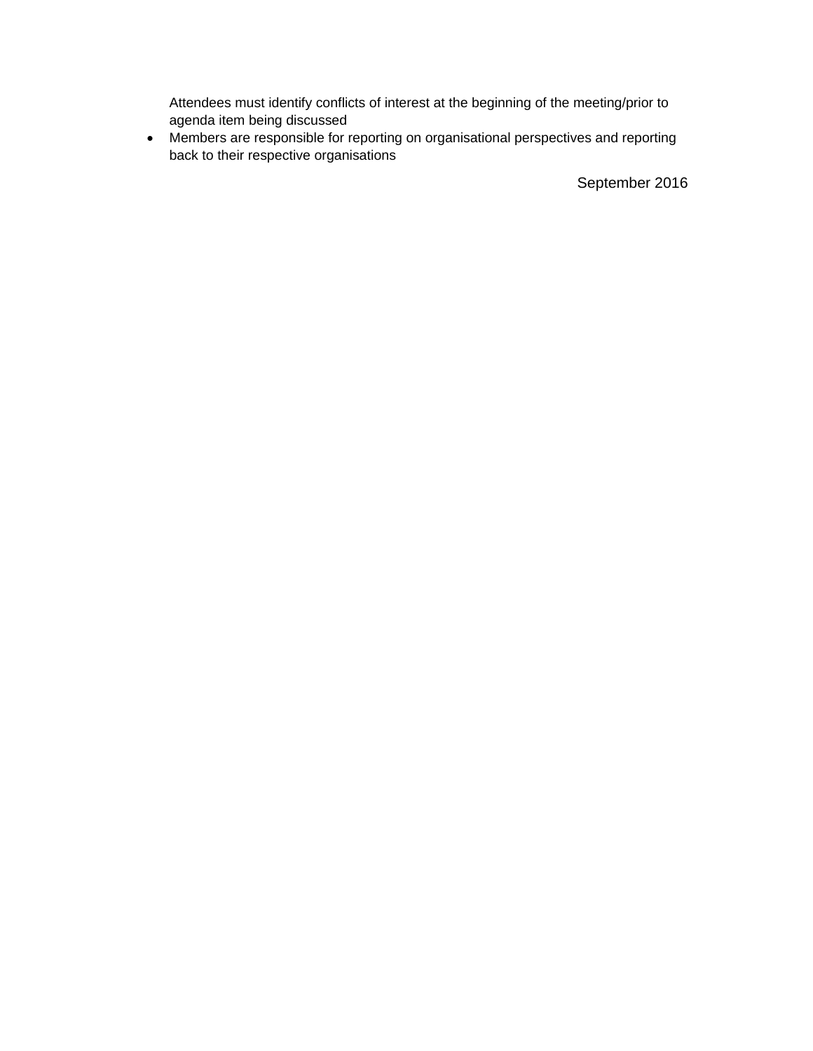Attendees must identify conflicts of interest at the beginning of the meeting/prior to agenda item being discussed

- Members are responsible for reporting on organisational perspectives and reporting back to their respective organisations

September 2016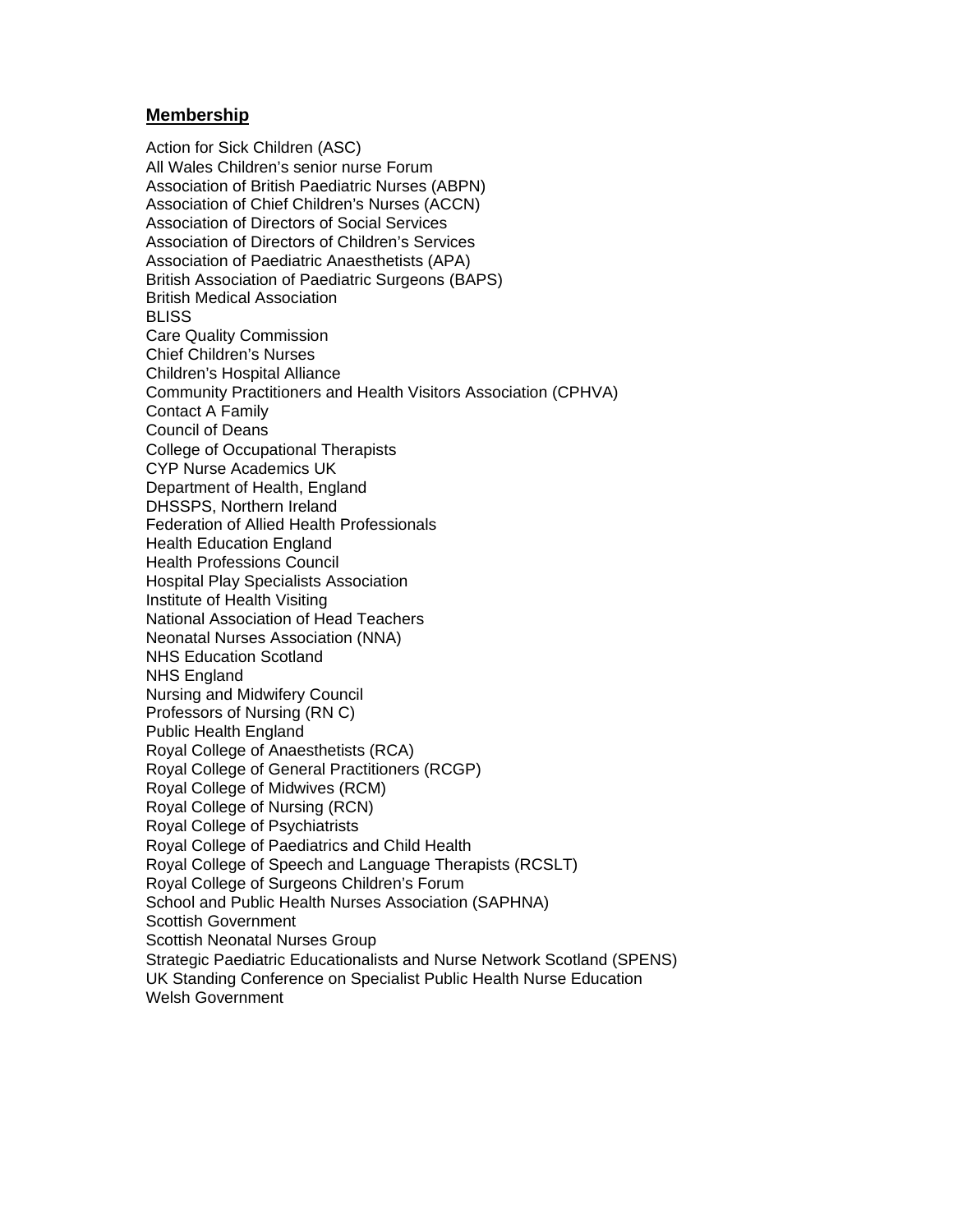## Membership

Action for Sick Children (ASC)
All Wales Children's senior nurse Forum
Association of British Paediatric Nurses (ABPN)
Association of Chief Children's Nurses (ACCN)
Association of Directors of Social Services
Association of Directors of Children's Services
Association of Paediatric Anaesthetists (APA)
British Association of Paediatric Surgeons (BAPS)
British Medical Association
BLISS
Care Quality Commission
Chief Children's Nurses
Children's Hospital Alliance
Community Practitioners and Health Visitors Association (CPHVA)
Contact A Family
Council of Deans
College of Occupational Therapists
CYP Nurse Academics UK
Department of Health, England
DHSSPS, Northern Ireland
Federation of Allied Health Professionals
Health Education England
Health Professions Council
Hospital Play Specialists Association
Institute of Health Visiting
National Association of Head Teachers
Neonatal Nurses Association (NNA)
NHS Education Scotland
NHS England
Nursing and Midwifery Council
Professors of Nursing (RN C)
Public Health England
Royal College of Anaesthetists (RCA)
Royal College of General Practitioners (RCGP)
Royal College of Midwives (RCM)
Royal College of Nursing (RCN)
Royal College of Psychiatrists
Royal College of Paediatrics and Child Health
Royal College of Speech and Language Therapists (RCSLT)
Royal College of Surgeons Children's Forum
School and Public Health Nurses Association (SAPHNA)
Scottish Government
Scottish Neonatal Nurses Group
Strategic Paediatric Educationalists and Nurse Network Scotland (SPENS)
UK Standing Conference on Specialist Public Health Nurse Education
Welsh Government